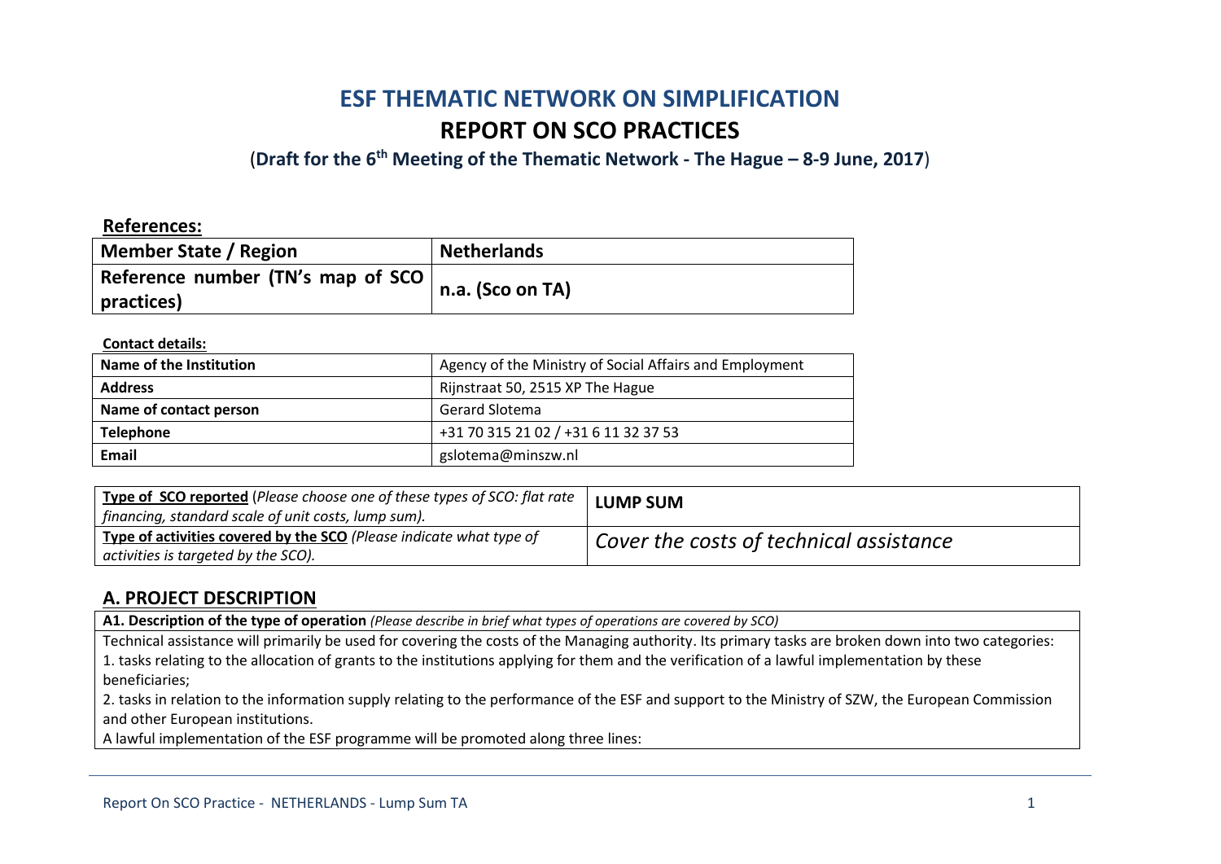# ESF THEMATIC NETWORK ON SIMPLIFICATION

# REPORT ON SCO PRACTICES

(**Draft for the 6th Meeting of the Thematic Network - The Hague – 8-9 June, 2017**)

**References:**

| **Member State / Region** | **Netherlands** |
|---|---|
| **Reference number (TN's map of SCO practices)** | **n.a. (Sco on TA)** |

**Contact details:**

| **Name of the Institution** | Agency of the Ministry of Social Affairs and Employment |
|---|---|
| **Address** | Rijnstraat 50, 2515 XP The Hague |
| **Name of contact person** | Gerard Slotema |
| **Telephone** | +31 70 315 21 02 / +31 6 11 32 37 53 |
| **Email** | gslotema@minszw.nl |

| **Type of SCO reported** (*Please choose one of these types of SCO: flat rate financing, standard scale of unit costs, lump sum).* | **LUMP SUM** |
|---|---|
| **Type of activities covered by the SCO** (*Please indicate what type of activities is targeted by the SCO).* | *Cover the costs of technical assistance* |

## A. PROJECT DESCRIPTION

**A1. Description of the type of operation** *(Please describe in brief what types of operations are covered by SCO)*

Technical assistance will primarily be used for covering the costs of the Managing authority. Its primary tasks are broken down into two categories:

1. tasks relating to the allocation of grants to the institutions applying for them and the verification of a lawful implementation by these beneficiaries;
2. tasks in relation to the information supply relating to the performance of the ESF and support to the Ministry of SZW, the European Commission and other European institutions.

A lawful implementation of the ESF programme will be promoted along three lines: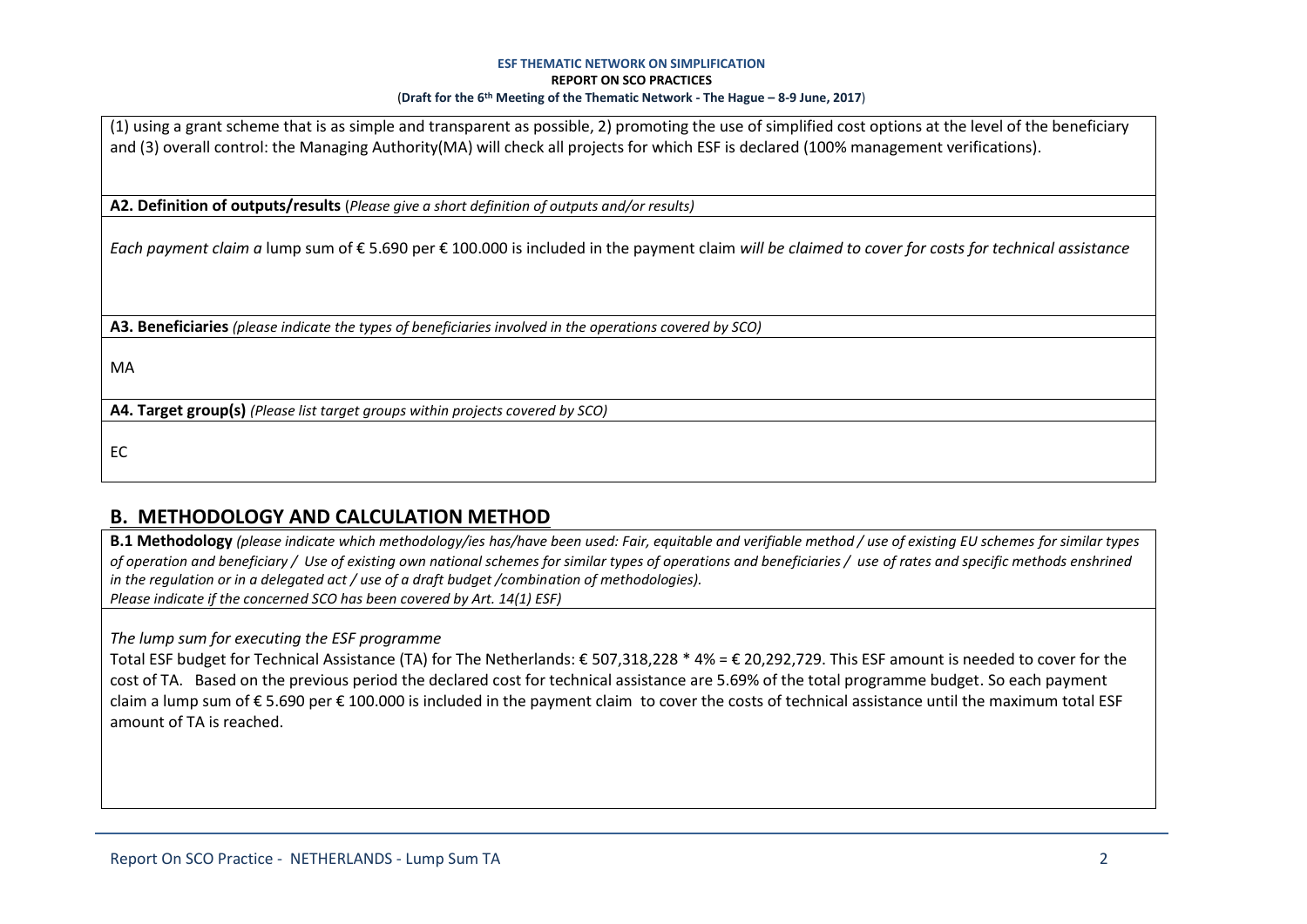(1) using a grant scheme that is as simple and transparent as possible, 2) promoting the use of simplified cost options at the level of the beneficiary and (3) overall control: the Managing Authority(MA) will check all projects for which ESF is declared (100% management verifications).

**A2. Definition of outputs/results** (*Please give a short definition of outputs and/or results)*

*Each payment claim a* lump sum of € 5.690 per € 100.000 is included in the payment claim *will be claimed to cover for costs for technical assistance*

**A3. Beneficiaries** *(please indicate the types of beneficiaries involved in the operations covered by SCO)*

MA

**A4. Target group(s)** *(Please list target groups within projects covered by SCO)*

EC

## B. METHODOLOGY AND CALCULATION METHOD

**B.1 Methodology** *(please indicate which methodology/ies has/have been used: Fair, equitable and verifiable method / use of existing EU schemes for similar types of operation and beneficiary / Use of existing own national schemes for similar types of operations and beneficiaries / use of rates and specific methods enshrined in the regulation or in a delegated act / use of a draft budget /combination of methodologies).*
*Please indicate if the concerned SCO has been covered by Art. 14(1) ESF)*

*The lump sum for executing the ESF programme*

Total ESF budget for Technical Assistance (TA) for The Netherlands: € 507,318,228 * 4% = € 20,292,729. This ESF amount is needed to cover for the cost of TA. Based on the previous period the declared cost for technical assistance are 5.69% of the total programme budget. So each payment claim a lump sum of € 5.690 per € 100.000 is included in the payment claim to cover the costs of technical assistance until the maximum total ESF amount of TA is reached.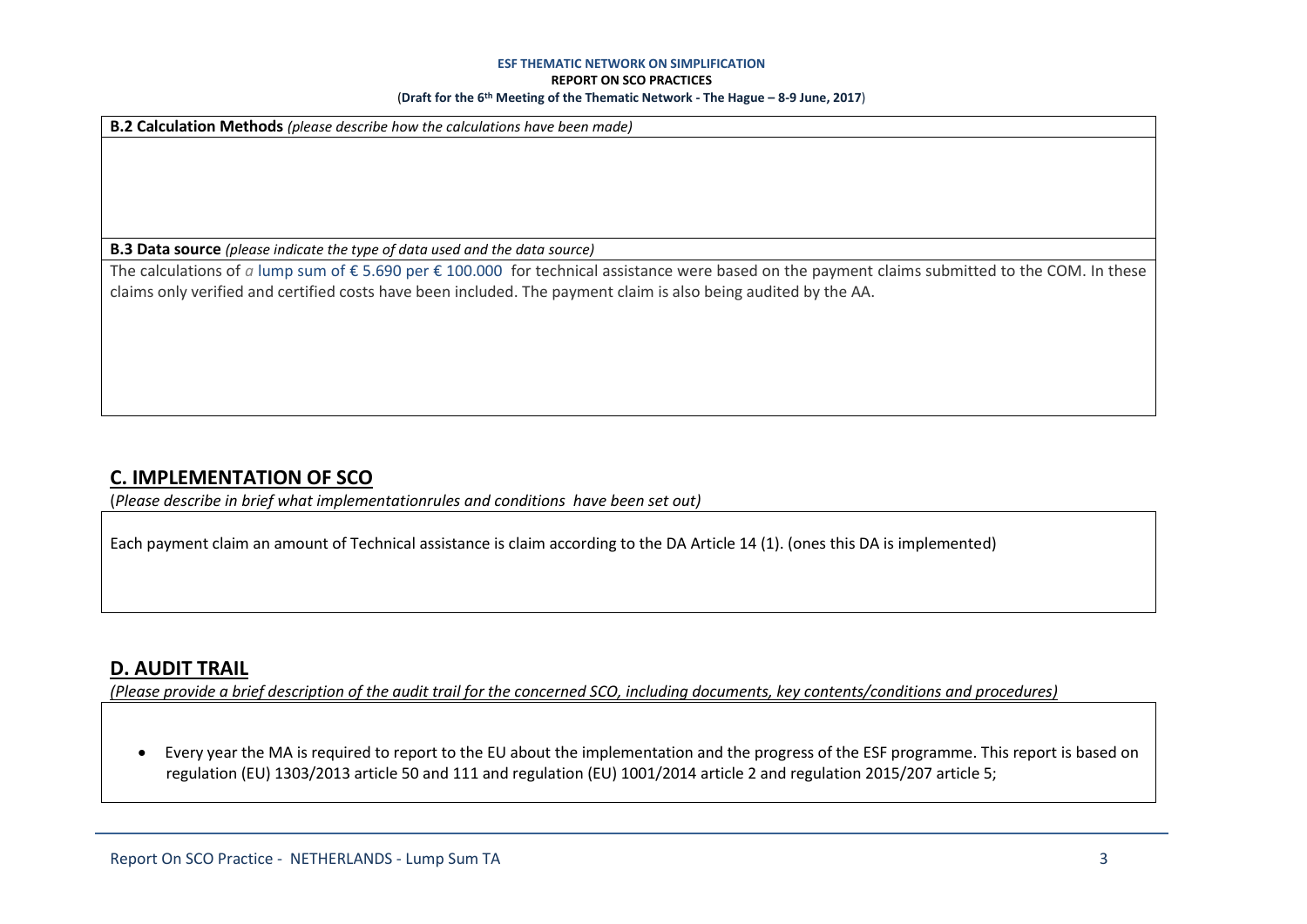**B.2 Calculation Methods** *(please describe how the calculations have been made)*

**B.3 Data source** *(please indicate the type of data used and the data source)*

The calculations of *a* lump sum of € 5.690 per € 100.000 for technical assistance were based on the payment claims submitted to the COM. In these claims only verified and certified costs have been included. The payment claim is also being audited by the AA.

## C. IMPLEMENTATION OF SCO

(*Please describe in brief what implementationrules and conditions have been set out)*

Each payment claim an amount of Technical assistance is claim according to the DA Article 14 (1). (ones this DA is implemented)

## D. AUDIT TRAIL

*(Please provide a brief description of the audit trail for the concerned SCO, including documents, key contents/conditions and procedures)*

- Every year the MA is required to report to the EU about the implementation and the progress of the ESF programme. This report is based on regulation (EU) 1303/2013 article 50 and 111 and regulation (EU) 1001/2014 article 2 and regulation 2015/207 article 5;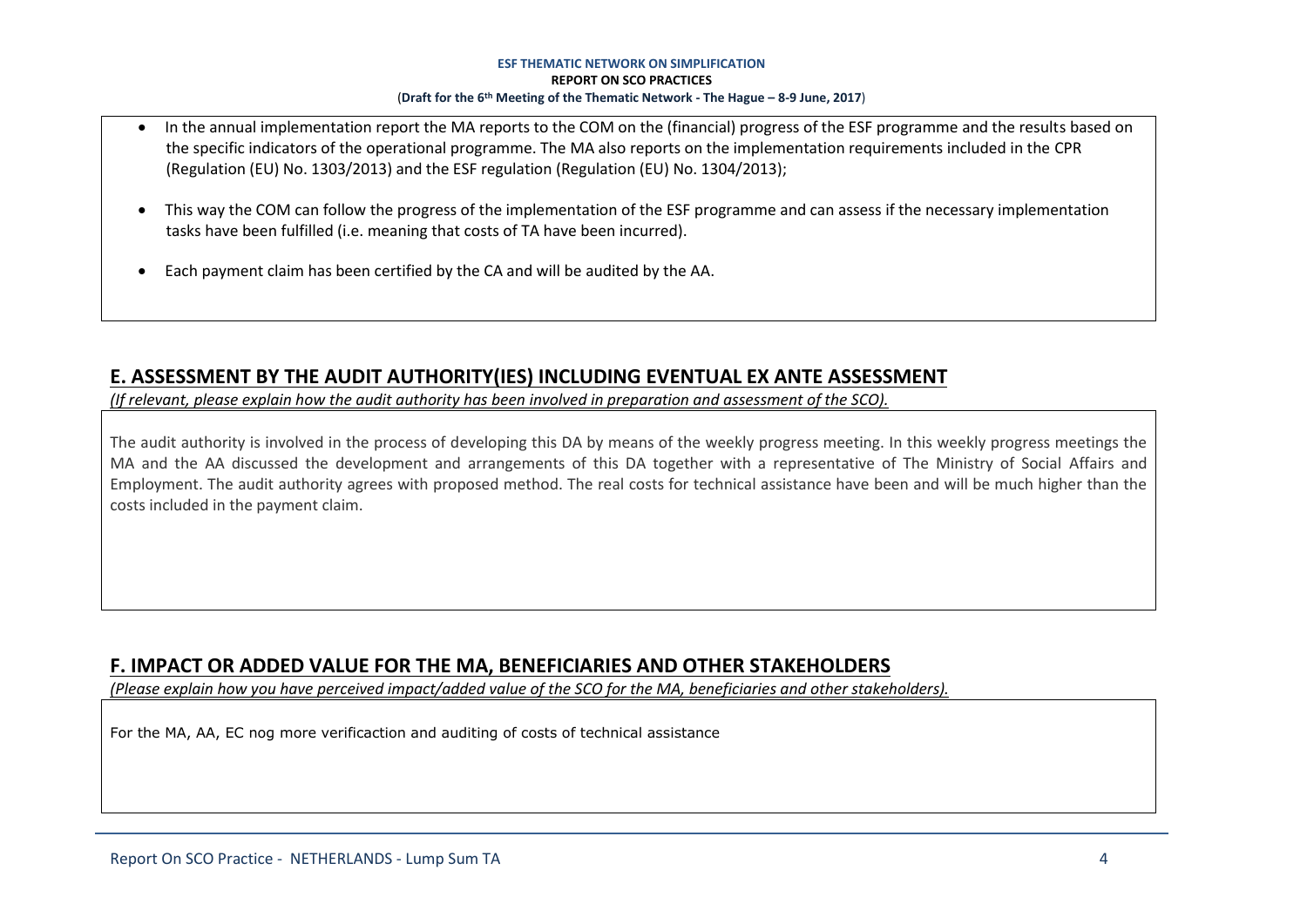- In the annual implementation report the MA reports to the COM on the (financial) progress of the ESF programme and the results based on the specific indicators of the operational programme. The MA also reports on the implementation requirements included in the CPR (Regulation (EU) No. 1303/2013) and the ESF regulation (Regulation (EU) No. 1304/2013);

- This way the COM can follow the progress of the implementation of the ESF programme and can assess if the necessary implementation tasks have been fulfilled (i.e. meaning that costs of TA have been incurred).

- Each payment claim has been certified by the CA and will be audited by the AA.

## E. ASSESSMENT BY THE AUDIT AUTHORITY(IES) INCLUDING EVENTUAL EX ANTE ASSESSMENT

*(If relevant, please explain how the audit authority has been involved in preparation and assessment of the SCO).*

The audit authority is involved in the process of developing this DA by means of the weekly progress meeting. In this weekly progress meetings the MA and the AA discussed the development and arrangements of this DA together with a representative of The Ministry of Social Affairs and Employment. The audit authority agrees with proposed method. The real costs for technical assistance have been and will be much higher than the costs included in the payment claim.

## F. IMPACT OR ADDED VALUE FOR THE MA, BENEFICIARIES AND OTHER STAKEHOLDERS

*(Please explain how you have perceived impact/added value of the SCO for the MA, beneficiaries and other stakeholders).*

For the MA, AA, EC nog more verificaction and auditing of costs of technical assistance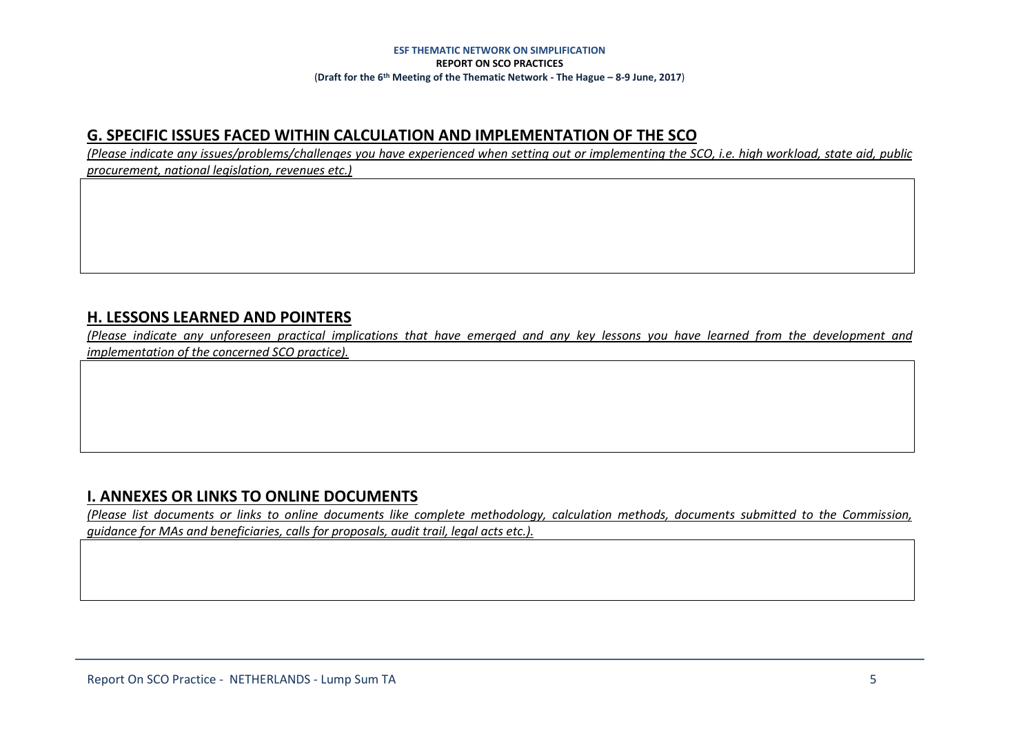## G. SPECIFIC ISSUES FACED WITHIN CALCULATION AND IMPLEMENTATION OF THE SCO

*(Please indicate any issues/problems/challenges you have experienced when setting out or implementing the SCO, i.e. high workload, state aid, public procurement, national legislation, revenues etc.)*

| |
|---|
| |

## H. LESSONS LEARNED AND POINTERS

*(Please indicate any unforeseen practical implications that have emerged and any key lessons you have learned from the development and implementation of the concerned SCO practice).*

| |
|---|
| |

## I. ANNEXES OR LINKS TO ONLINE DOCUMENTS

*(Please list documents or links to online documents like complete methodology, calculation methods, documents submitted to the Commission, guidance for MAs and beneficiaries, calls for proposals, audit trail, legal acts etc.).*

| |
|---|
| |